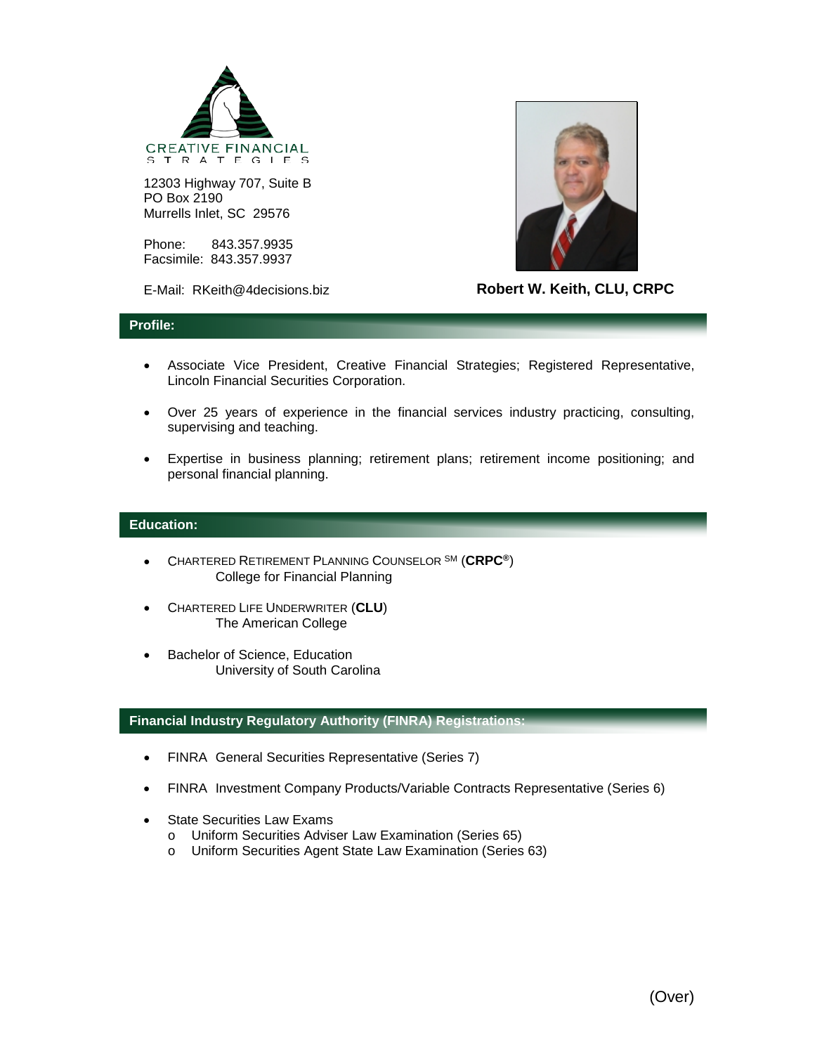CREATIVE FINANCIAL STRATEGIES

12303 Highway 707, Suite B
PO Box 2190
Murrells Inlet, SC 29576

Phone: 843.357.9935
Facsimile: 843.357.9937

E-Mail: RKeith@4decisions.biz

**Robert W. Keith, CLU, CRPC**

## Profile:

- Associate Vice President, Creative Financial Strategies; Registered Representative, Lincoln Financial Securities Corporation.
- Over 25 years of experience in the financial services industry practicing, consulting, supervising and teaching.
- Expertise in business planning; retirement plans; retirement income positioning; and personal financial planning.

## Education:

- CHARTERED RETIREMENT PLANNING COUNSELOR SM (**CRPC®**)
  College for Financial Planning
- CHARTERED LIFE UNDERWRITER (**CLU**)
  The American College
- Bachelor of Science, Education
  University of South Carolina

## Financial Industry Regulatory Authority (FINRA) Registrations:

- FINRA General Securities Representative (Series 7)
- FINRA Investment Company Products/Variable Contracts Representative (Series 6)
- State Securities Law Exams
  - Uniform Securities Adviser Law Examination (Series 65)
  - Uniform Securities Agent State Law Examination (Series 63)

(Over)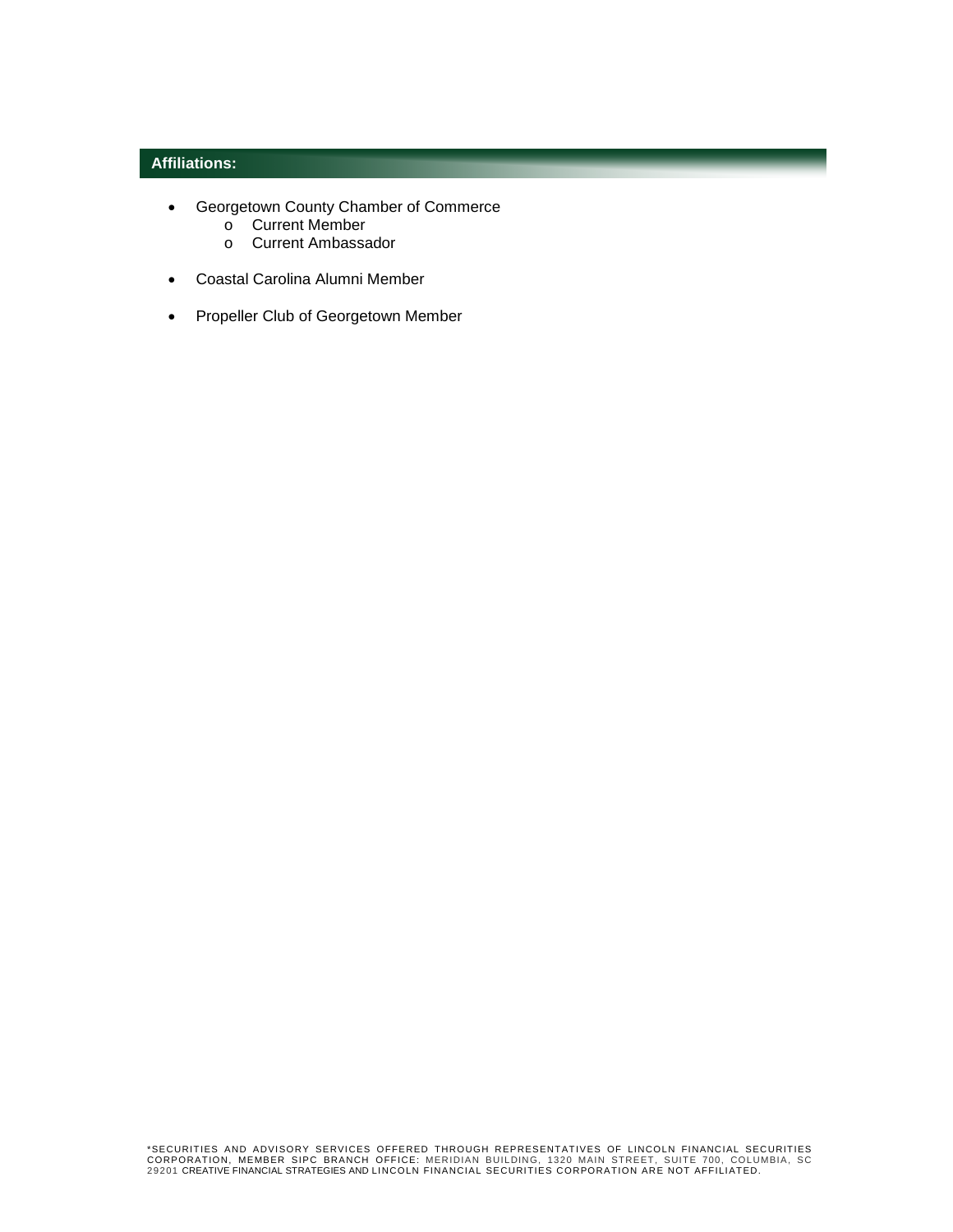## Affiliations:

- Georgetown County Chamber of Commerce
  - Current Member
  - Current Ambassador
- Coastal Carolina Alumni Member
- Propeller Club of Georgetown Member

*SECURITIES AND ADVISORY SERVICES OFFERED THROUGH REPRESENTATIVES OF LINCOLN FINANCIAL SECURITIES CORPORATION, MEMBER SIPC BRANCH OFFICE: MERIDIAN BUILDING, 1320 MAIN STREET, SUITE 700, COLUMBIA, SC 29201 CREATIVE FINANCIAL STRATEGIES AND LINCOLN FINANCIAL SECURITIES CORPORATION ARE NOT AFFILIATED.